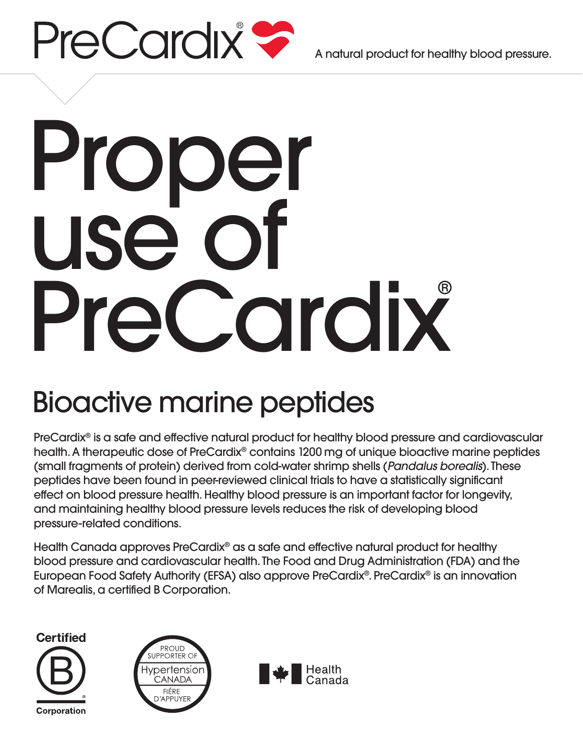PreCardix®

A natural product for healthy blood pressure.

# Proper use of PreCardix®

## Bioactive marine peptides

PreCardix® is a safe and effective natural product for healthy blood pressure and cardiovascular health. A therapeutic dose of PreCardix® contains 1200 mg of unique bioactive marine peptides (small fragments of protein) derived from cold-water shrimp shells (*Pandalus borealis*). These peptides have been found in peer-reviewed clinical trials to have a statistically significant effect on blood pressure health. Healthy blood pressure is an important factor for longevity, and maintaining healthy blood pressure levels reduces the risk of developing blood pressure-related conditions.

Health Canada approves PreCardix® as a safe and effective natural product for healthy blood pressure and cardiovascular health. The Food and Drug Administration (FDA) and the European Food Safety Authority (EFSA) also approve PreCardix®. PreCardix® is an innovation of Marealis, a certified B Corporation.

Certified B Corporation

PROUD SUPPORTER OF Hypertension CANADA FIÉRE D'APPUYER

Health Canada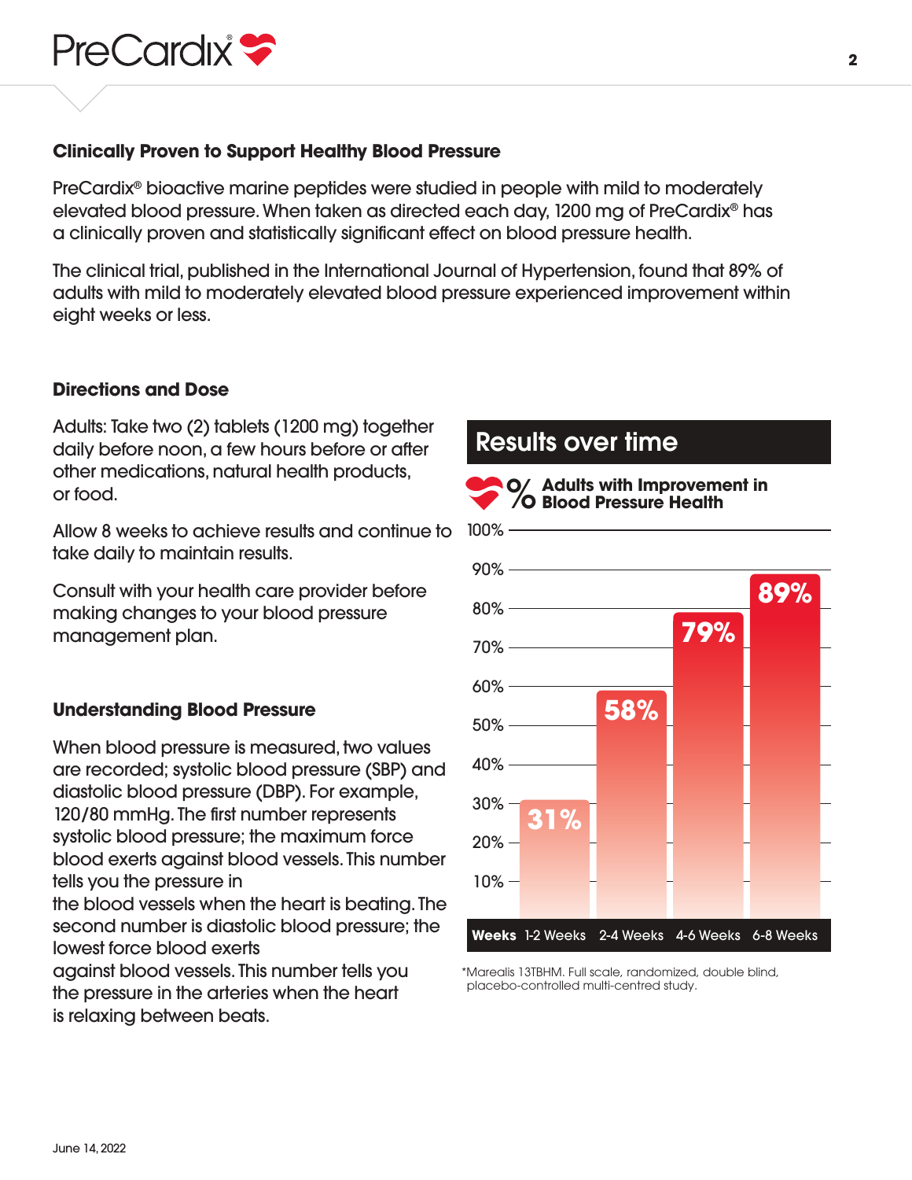## Clinically Proven to Support Healthy Blood Pressure

PreCardix® bioactive marine peptides were studied in people with mild to moderately elevated blood pressure. When taken as directed each day, 1200 mg of PreCardix® has a clinically proven and statistically significant effect on blood pressure health.

The clinical trial, published in the International Journal of Hypertension, found that 89% of adults with mild to moderately elevated blood pressure experienced improvement within eight weeks or less.

## Directions and Dose

Adults: Take two (2) tablets (1200 mg) together daily before noon, a few hours before or after other medications, natural health products, or food.

Allow 8 weeks to achieve results and continue to take daily to maintain results.

Consult with your health care provider before making changes to your blood pressure management plan.

## Understanding Blood Pressure

When blood pressure is measured, two values are recorded; systolic blood pressure (SBP) and diastolic blood pressure (DBP). For example, 120/80 mmHg. The first number represents systolic blood pressure; the maximum force blood exerts against blood vessels. This number tells you the pressure in the blood vessels when the heart is beating. The second number is diastolic blood pressure; the lowest force blood exerts against blood vessels. This number tells you the pressure in the arteries when the heart is relaxing between beats.

## Results over time

**% Adults with Improvement in Blood Pressure Health**

| Weeks | 1-2 Weeks | 2-4 Weeks | 4-6 Weeks | 6-8 Weeks |
|---|---|---|---|---|
| % | 31% | 58% | 79% | 89% |

*Marealis 13TBHM. Full scale, randomized, double blind, placebo-controlled multi-centred study.

June 14, 2022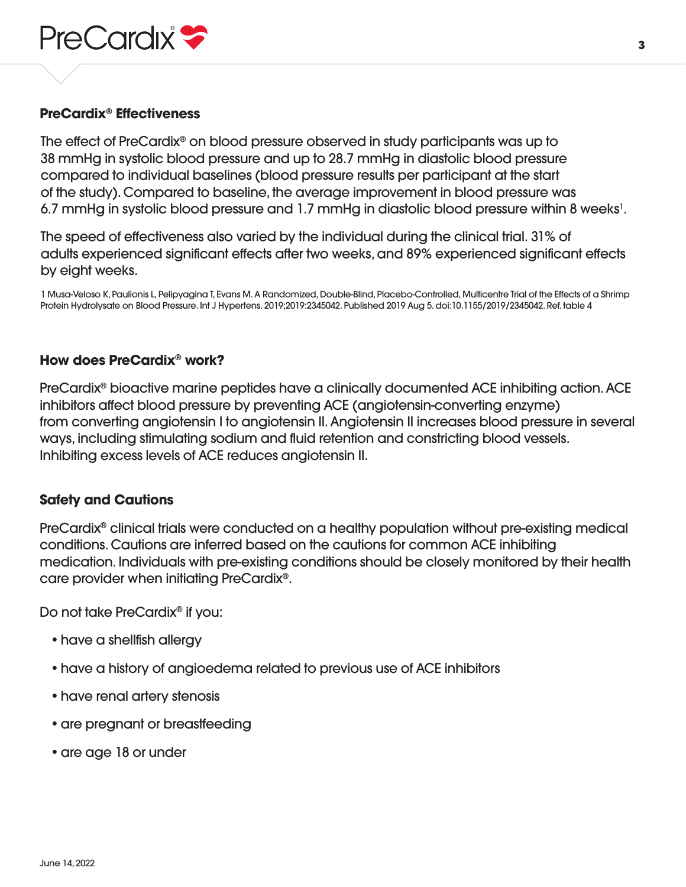## PreCardix® Effectiveness

The effect of PreCardix® on blood pressure observed in study participants was up to 38 mmHg in systolic blood pressure and up to 28.7 mmHg in diastolic blood pressure compared to individual baselines (blood pressure results per participant at the start of the study). Compared to baseline, the average improvement in blood pressure was 6.7 mmHg in systolic blood pressure and 1.7 mmHg in diastolic blood pressure within 8 weeks[1].

The speed of effectiveness also varied by the individual during the clinical trial. 31% of adults experienced significant effects after two weeks, and 89% experienced significant effects by eight weeks.

1 Musa-Veloso K, Paulionis L, Pelipyagina T, Evans M. A Randomized, Double-Blind, Placebo-Controlled, Multicentre Trial of the Effects of a Shrimp Protein Hydrolysate on Blood Pressure. Int J Hypertens. 2019;2019:2345042. Published 2019 Aug 5. doi:10.1155/2019/2345042. Ref. table 4

## How does PreCardix® work?

PreCardix® bioactive marine peptides have a clinically documented ACE inhibiting action. ACE inhibitors affect blood pressure by preventing ACE (angiotensin-converting enzyme) from converting angiotensin I to angiotensin II. Angiotensin II increases blood pressure in several ways, including stimulating sodium and fluid retention and constricting blood vessels. Inhibiting excess levels of ACE reduces angiotensin II.

## Safety and Cautions

PreCardix® clinical trials were conducted on a healthy population without pre-existing medical conditions. Cautions are inferred based on the cautions for common ACE inhibiting medication. Individuals with pre-existing conditions should be closely monitored by their health care provider when initiating PreCardix®.

Do not take PreCardix® if you:

- have a shellfish allergy
- have a history of angioedema related to previous use of ACE inhibitors
- have renal artery stenosis
- are pregnant or breastfeeding
- are age 18 or under

June 14, 2022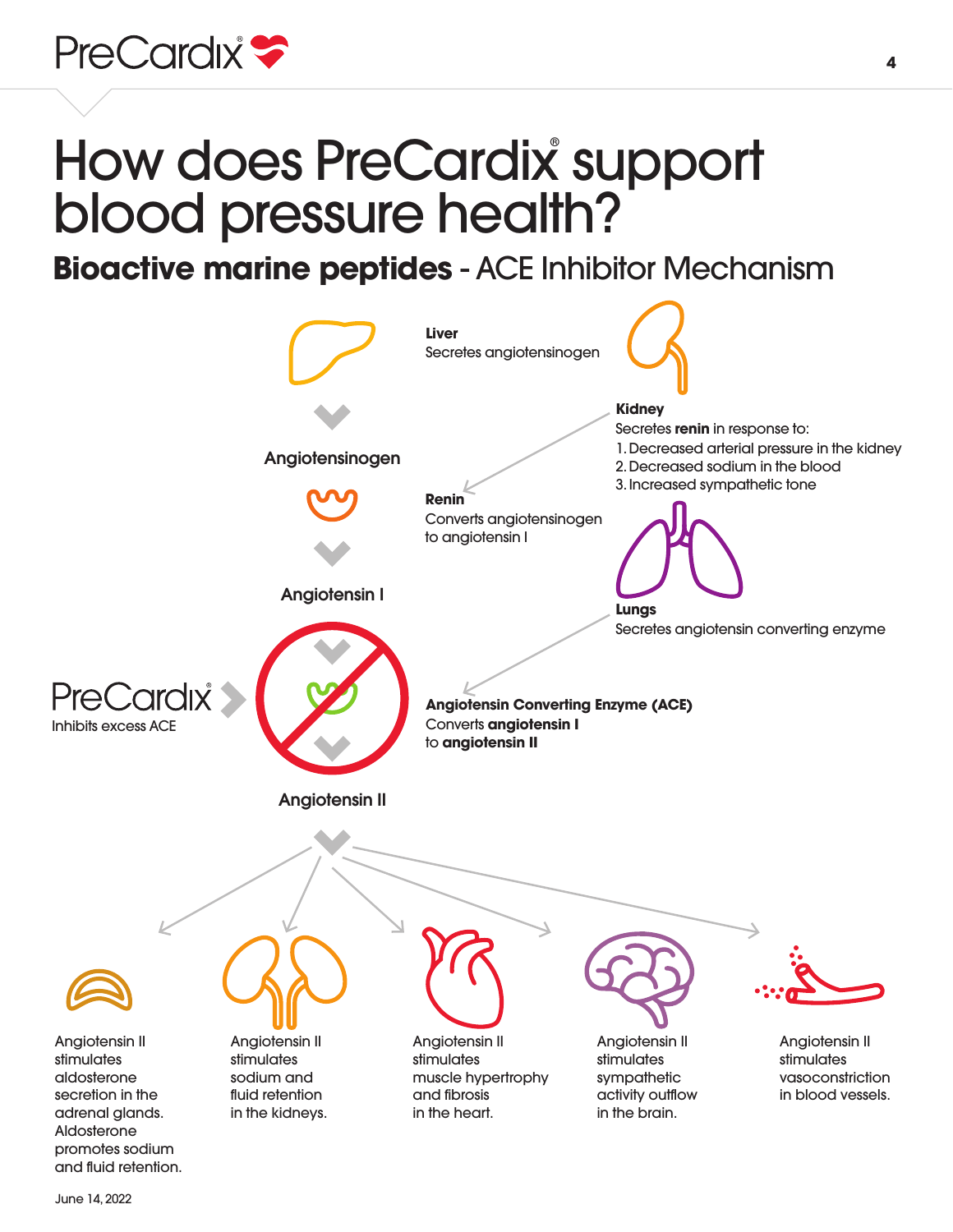# How does PreCardix® support blood pressure health?

## **Bioactive marine peptides** - ACE Inhibitor Mechanism

**Liver**
Secretes angiotensinogen

Angiotensinogen

**Kidney**
Secretes **renin** in response to:
1. Decreased arterial pressure in the kidney
2. Decreased sodium in the blood
3. Increased sympathetic tone

**Renin**
Converts angiotensinogen to angiotensin I

Angiotensin I

**Lungs**
Secretes angiotensin converting enzyme

PreCardix®
Inhibits excess ACE

**Angiotensin Converting Enzyme (ACE)**
Converts **angiotensin I** to **angiotensin II**

Angiotensin II

Angiotensin II stimulates aldosterone secretion in the adrenal glands. Aldosterone promotes sodium and fluid retention.

Angiotensin II stimulates sodium and fluid retention in the kidneys.

Angiotensin II stimulates muscle hypertrophy and fibrosis in the heart.

Angiotensin II stimulates sympathetic activity outflow in the brain.

Angiotensin II stimulates vasoconstriction in blood vessels.

June 14, 2022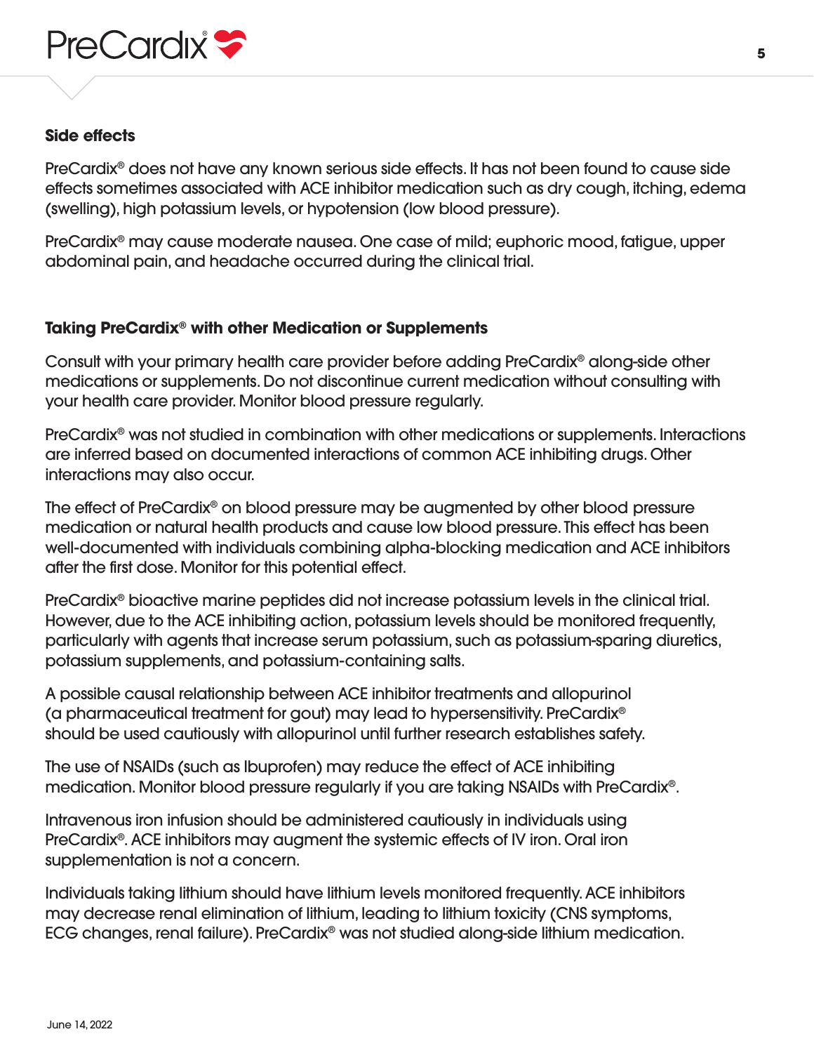## Side effects

PreCardix® does not have any known serious side effects. It has not been found to cause side effects sometimes associated with ACE inhibitor medication such as dry cough, itching, edema (swelling), high potassium levels, or hypotension (low blood pressure).

PreCardix® may cause moderate nausea. One case of mild; euphoric mood, fatigue, upper abdominal pain, and headache occurred during the clinical trial.

## Taking PreCardix® with other Medication or Supplements

Consult with your primary health care provider before adding PreCardix® along-side other medications or supplements. Do not discontinue current medication without consulting with your health care provider. Monitor blood pressure regularly.

PreCardix® was not studied in combination with other medications or supplements. Interactions are inferred based on documented interactions of common ACE inhibiting drugs. Other interactions may also occur.

The effect of PreCardix® on blood pressure may be augmented by other blood pressure medication or natural health products and cause low blood pressure. This effect has been well-documented with individuals combining alpha-blocking medication and ACE inhibitors after the first dose. Monitor for this potential effect.

PreCardix® bioactive marine peptides did not increase potassium levels in the clinical trial. However, due to the ACE inhibiting action, potassium levels should be monitored frequently, particularly with agents that increase serum potassium, such as potassium-sparing diuretics, potassium supplements, and potassium-containing salts.

A possible causal relationship between ACE inhibitor treatments and allopurinol (a pharmaceutical treatment for gout) may lead to hypersensitivity. PreCardix® should be used cautiously with allopurinol until further research establishes safety.

The use of NSAIDs (such as Ibuprofen) may reduce the effect of ACE inhibiting medication. Monitor blood pressure regularly if you are taking NSAIDs with PreCardix®.

Intravenous iron infusion should be administered cautiously in individuals using PreCardix®. ACE inhibitors may augment the systemic effects of IV iron. Oral iron supplementation is not a concern.

Individuals taking lithium should have lithium levels monitored frequently. ACE inhibitors may decrease renal elimination of lithium, leading to lithium toxicity (CNS symptoms, ECG changes, renal failure). PreCardix® was not studied along-side lithium medication.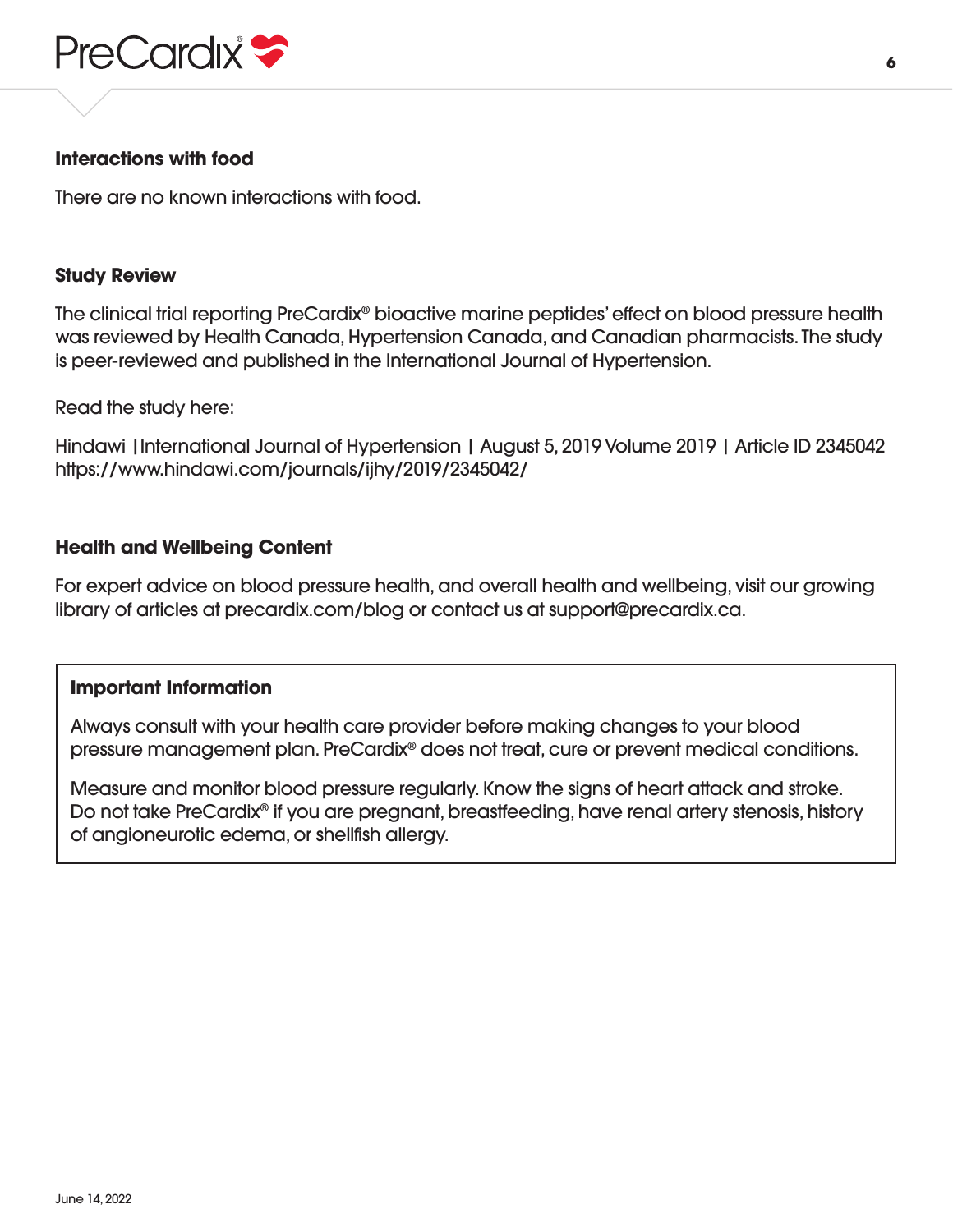### Interactions with food

There are no known interactions with food.

### Study Review

The clinical trial reporting PreCardix® bioactive marine peptides' effect on blood pressure health was reviewed by Health Canada, Hypertension Canada, and Canadian pharmacists. The study is peer-reviewed and published in the International Journal of Hypertension.

Read the study here:

Hindawi | International Journal of Hypertension | August 5, 2019 Volume 2019 | Article ID 2345042
https://www.hindawi.com/journals/ijhy/2019/2345042/

### Health and Wellbeing Content

For expert advice on blood pressure health, and overall health and wellbeing, visit our growing library of articles at precardix.com/blog or contact us at support@precardix.ca.

### Important Information

Always consult with your health care provider before making changes to your blood pressure management plan. PreCardix® does not treat, cure or prevent medical conditions.

Measure and monitor blood pressure regularly. Know the signs of heart attack and stroke. Do not take PreCardix® if you are pregnant, breastfeeding, have renal artery stenosis, history of angioneurotic edema, or shellfish allergy.

June 14, 2022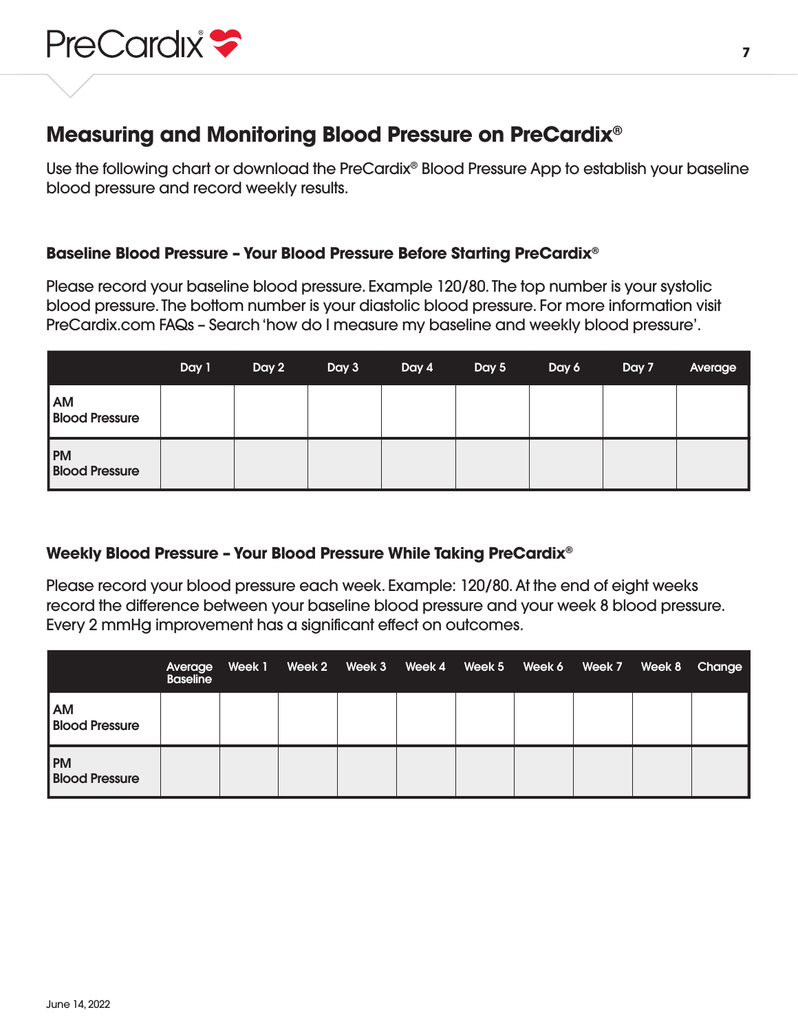# Measuring and Monitoring Blood Pressure on PreCardix®

Use the following chart or download the PreCardix® Blood Pressure App to establish your baseline blood pressure and record weekly results.

### Baseline Blood Pressure – Your Blood Pressure Before Starting PreCardix®

Please record your baseline blood pressure. Example 120/80. The top number is your systolic blood pressure. The bottom number is your diastolic blood pressure. For more information visit PreCardix.com FAQs – Search 'how do I measure my baseline and weekly blood pressure'.

| | Day 1 | Day 2 | Day 3 | Day 4 | Day 5 | Day 6 | Day 7 | Average |
|---|---|---|---|---|---|---|---|---|
| **AM Blood Pressure** | | | | | | | | |
| **PM Blood Pressure** | | | | | | | | |

### Weekly Blood Pressure – Your Blood Pressure While Taking PreCardix®

Please record your blood pressure each week. Example: 120/80. At the end of eight weeks record the difference between your baseline blood pressure and your week 8 blood pressure. Every 2 mmHg improvement has a significant effect on outcomes.

| | Average Baseline | Week 1 | Week 2 | Week 3 | Week 4 | Week 5 | Week 6 | Week 7 | Week 8 | Change |
|---|---|---|---|---|---|---|---|---|---|---|
| **AM Blood Pressure** | | | | | | | | | | |
| **PM Blood Pressure** | | | | | | | | | | |

June 14, 2022